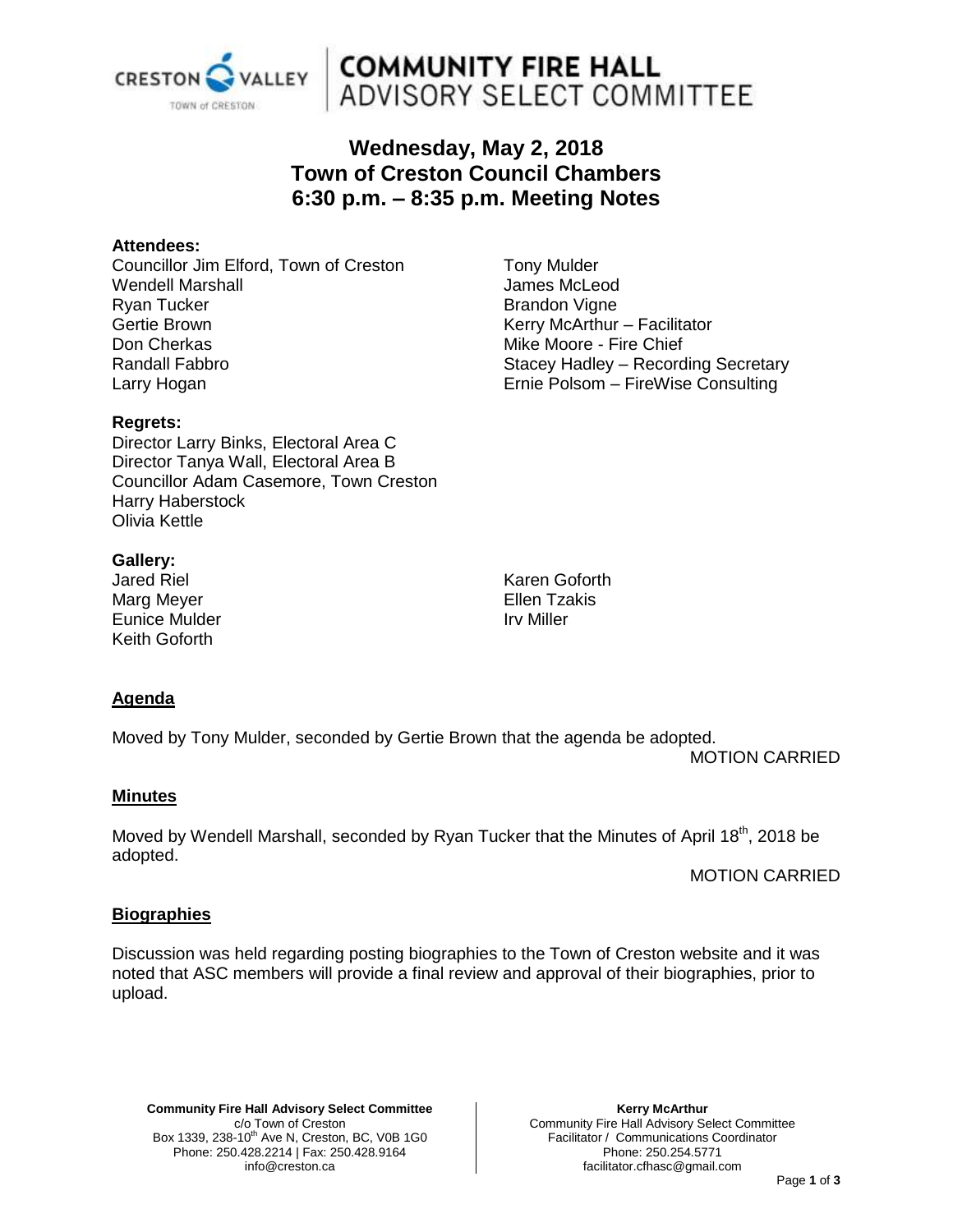# COMMUNITY FIRE HALL ADVISORY SELECT COMMITTEE

## Wednesday, May 2, 2018
## Town of Creston Council Chambers
## 6:30 p.m. – 8:35 p.m. Meeting Notes

**Attendees:**

Councillor Jim Elford, Town of Creston
Wendell Marshall
Ryan Tucker
Gertie Brown
Don Cherkas
Randall Fabbro
Larry Hogan
Tony Mulder
James McLeod
Brandon Vigne
Kerry McArthur – Facilitator
Mike Moore - Fire Chief
Stacey Hadley – Recording Secretary
Ernie Polsom – FireWise Consulting

**Regrets:**

Director Larry Binks, Electoral Area C
Director Tanya Wall, Electoral Area B
Councillor Adam Casemore, Town Creston
Harry Haberstock
Olivia Kettle

**Gallery:**

Jared Riel
Marg Meyer
Eunice Mulder
Keith Goforth
Karen Goforth
Ellen Tzakis
Irv Miller

**Agenda**

Moved by Tony Mulder, seconded by Gertie Brown that the agenda be adopted.

MOTION CARRIED

**Minutes**

Moved by Wendell Marshall, seconded by Ryan Tucker that the Minutes of April 18th, 2018 be adopted.

MOTION CARRIED

**Biographies**

Discussion was held regarding posting biographies to the Town of Creston website and it was noted that ASC members will provide a final review and approval of their biographies, prior to upload.

**Community Fire Hall Advisory Select Committee**
c/o Town of Creston
Box 1339, 238-10th Ave N, Creston, BC, V0B 1G0
Phone: 250.428.2214 | Fax: 250.428.9164
info@creston.ca

**Kerry McArthur**
Community Fire Hall Advisory Select Committee
Facilitator / Communications Coordinator
Phone: 250.254.5771
facilitator.cfhasc@gmail.com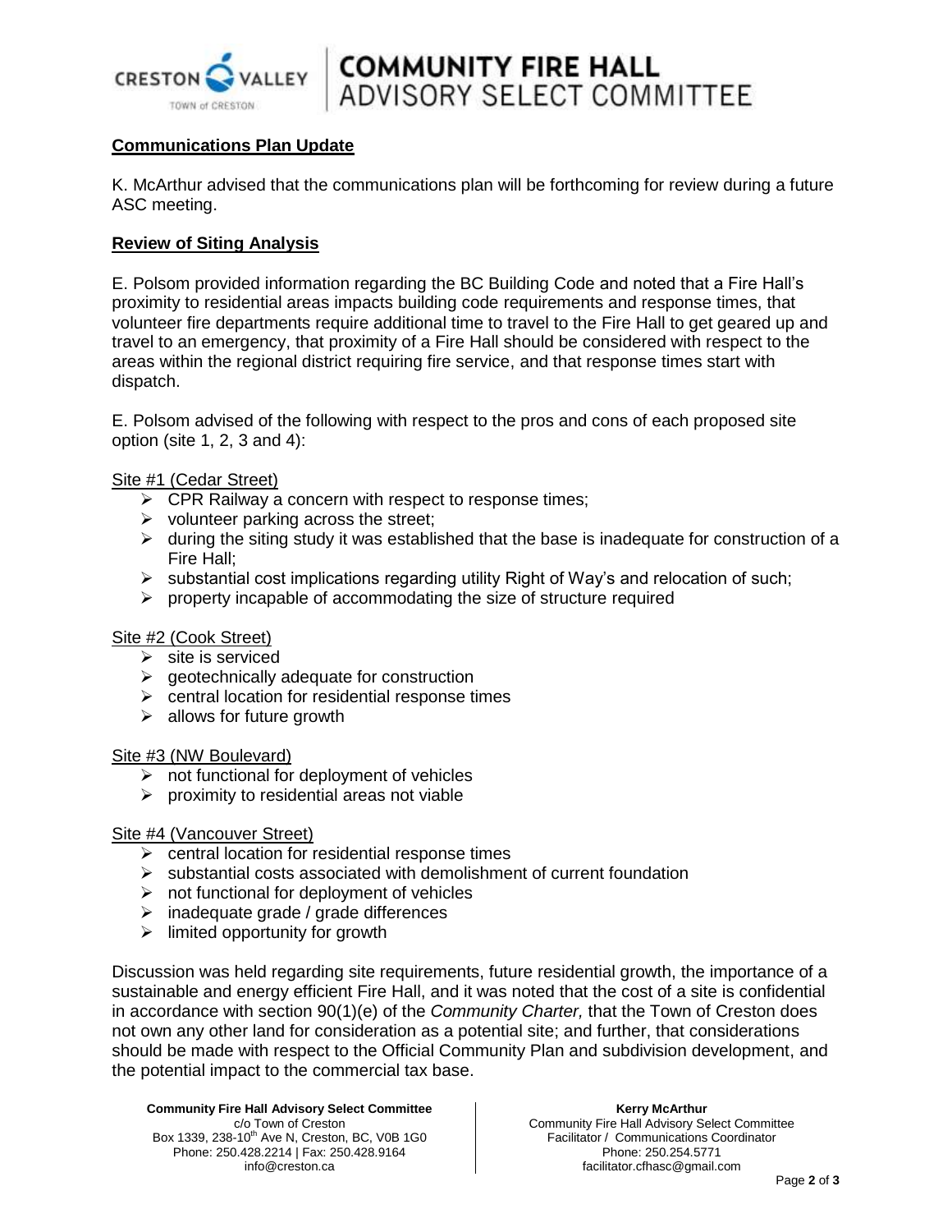**Communications Plan Update**

K. McArthur advised that the communications plan will be forthcoming for review during a future ASC meeting.

**Review of Siting Analysis**

E. Polsom provided information regarding the BC Building Code and noted that a Fire Hall's proximity to residential areas impacts building code requirements and response times, that volunteer fire departments require additional time to travel to the Fire Hall to get geared up and travel to an emergency, that proximity of a Fire Hall should be considered with respect to the areas within the regional district requiring fire service, and that response times start with dispatch.

E. Polsom advised of the following with respect to the pros and cons of each proposed site option (site 1, 2, 3 and 4):

Site #1 (Cedar Street)

- CPR Railway a concern with respect to response times;
- volunteer parking across the street;
- during the siting study it was established that the base is inadequate for construction of a Fire Hall;
- substantial cost implications regarding utility Right of Way's and relocation of such;
- property incapable of accommodating the size of structure required

Site #2 (Cook Street)

- site is serviced
- geotechnically adequate for construction
- central location for residential response times
- allows for future growth

Site #3 (NW Boulevard)

- not functional for deployment of vehicles
- proximity to residential areas not viable

Site #4 (Vancouver Street)

- central location for residential response times
- substantial costs associated with demolishment of current foundation
- not functional for deployment of vehicles
- inadequate grade / grade differences
- limited opportunity for growth

Discussion was held regarding site requirements, future residential growth, the importance of a sustainable and energy efficient Fire Hall, and it was noted that the cost of a site is confidential in accordance with section 90(1)(e) of the *Community Charter,* that the Town of Creston does not own any other land for consideration as a potential site; and further, that considerations should be made with respect to the Official Community Plan and subdivision development, and the potential impact to the commercial tax base.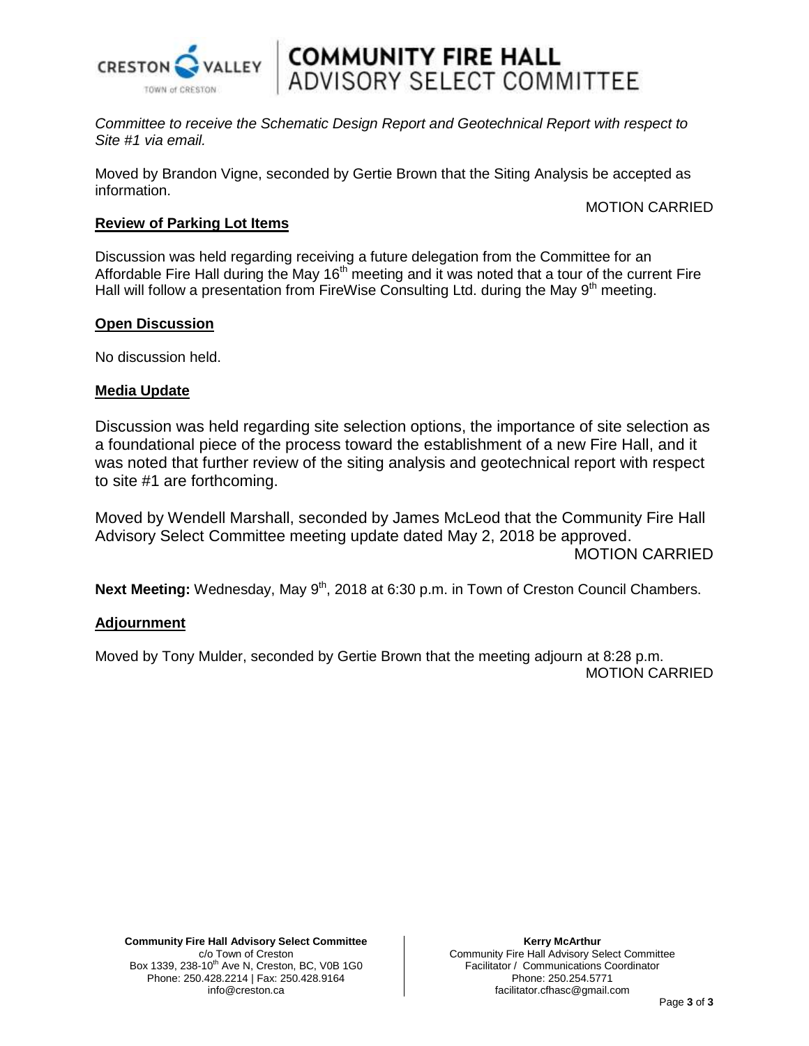*Committee to receive the Schematic Design Report and Geotechnical Report with respect to Site #1 via email.*

Moved by Brandon Vigne, seconded by Gertie Brown that the Siting Analysis be accepted as information.

MOTION CARRIED

**Review of Parking Lot Items**

Discussion was held regarding receiving a future delegation from the Committee for an Affordable Fire Hall during the May 16th meeting and it was noted that a tour of the current Fire Hall will follow a presentation from FireWise Consulting Ltd. during the May 9th meeting.

**Open Discussion**

No discussion held.

**Media Update**

Discussion was held regarding site selection options, the importance of site selection as a foundational piece of the process toward the establishment of a new Fire Hall, and it was noted that further review of the siting analysis and geotechnical report with respect to site #1 are forthcoming.

Moved by Wendell Marshall, seconded by James McLeod that the Community Fire Hall Advisory Select Committee meeting update dated May 2, 2018 be approved.

MOTION CARRIED

**Next Meeting:** Wednesday, May 9th, 2018 at 6:30 p.m. in Town of Creston Council Chambers.

**Adjournment**

Moved by Tony Mulder, seconded by Gertie Brown that the meeting adjourn at 8:28 p.m.

MOTION CARRIED